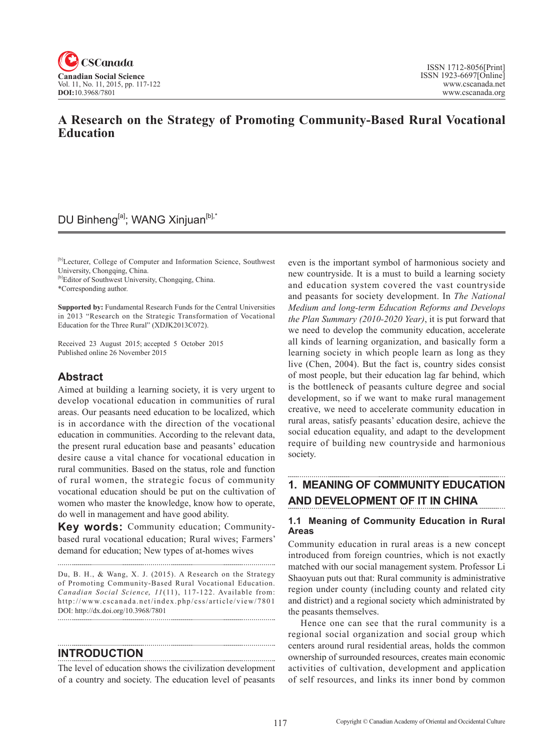# A Research on the Strategy of Promoting Community-Based Rural Vocational Education

DU Binheng[a]; WANG Xinjuan[b],*

[b]Lecturer, College of Computer and Information Science, Southwest University, Chongqing, China.
[b]Editor of Southwest University, Chongqing, China.
*Corresponding author.

**Supported by:** Fundamental Research Funds for the Central Universities in 2013 "Research on the Strategic Transformation of Vocational Education for the Three Rural" (XDJK2013C072).

Received 23 August 2015; accepted 5 October 2015
Published online 26 November 2015

## Abstract

Aimed at building a learning society, it is very urgent to develop vocational education in communities of rural areas. Our peasants need education to be localized, which is in accordance with the direction of the vocational education in communities. According to the relevant data, the present rural education base and peasants' education desire cause a vital chance for vocational education in rural communities. Based on the status, role and function of rural women, the strategic focus of community vocational education should be put on the cultivation of women who master the knowledge, know how to operate, do well in management and have good ability.

**Key words:** Community education; Community-based rural vocational education; Rural wives; Farmers' demand for education; New types of at-homes wives

Du, B. H., & Wang, X. J. (2015). A Research on the Strategy of Promoting Community-Based Rural Vocational Education. *Canadian Social Science, 11*(11), 117-122. Available from: http://www.cscanada.net/index.php/css/article/view/7801
DOI: http://dx.doi.org/10.3968/7801

## INTRODUCTION

The level of education shows the civilization development of a country and society. The education level of peasants even is the important symbol of harmonious society and new countryside. It is a must to build a learning society and education system covered the vast countryside and peasants for society development. In *The National Medium and long-term Education Reforms and Develops the Plan Summary (2010-2020 Year)*, it is put forward that we need to develop the community education, accelerate all kinds of learning organization, and basically form a learning society in which people learn as long as they live (Chen, 2004). But the fact is, country sides consist of most people, but their education lag far behind, which is the bottleneck of peasants culture degree and social development, so if we want to make rural management creative, we need to accelerate community education in rural areas, satisfy peasants' education desire, achieve the social education equality, and adapt to the development require of building new countryside and harmonious society.

## 1. MEANING OF COMMUNITY EDUCATION AND DEVELOPMENT OF IT IN CHINA

### 1.1 Meaning of Community Education in Rural Areas

Community education in rural areas is a new concept introduced from foreign countries, which is not exactly matched with our social management system. Professor Li Shaoyuan puts out that: Rural community is administrative region under county (including county and related city and district) and a regional society which administrated by the peasants themselves.

Hence one can see that the rural community is a regional social organization and social group which centers around rural residential areas, holds the common ownership of surrounded resources, creates main economic activities of cultivation, development and application of self resources, and links its inner bond by common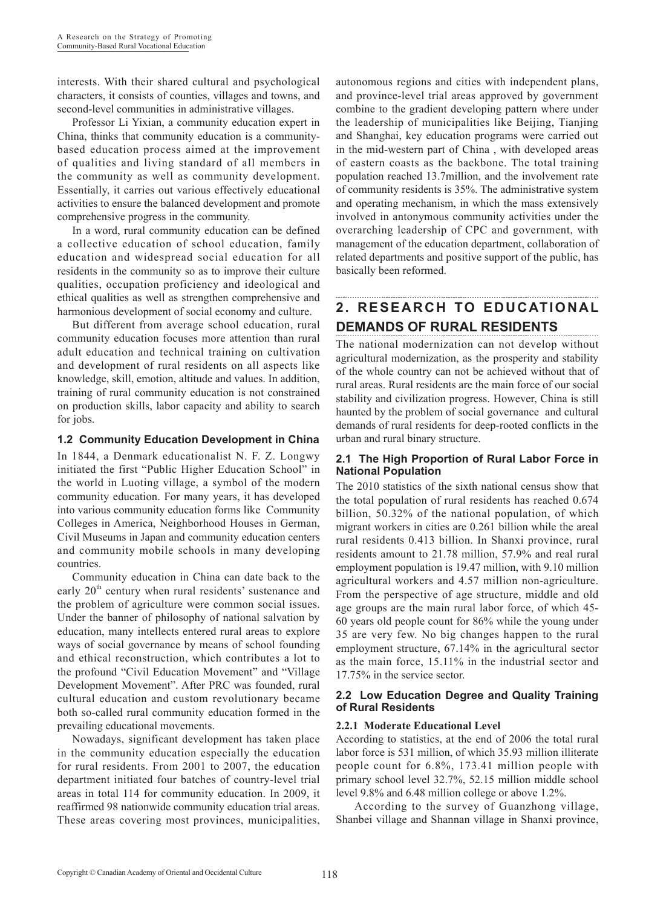interests. With their shared cultural and psychological characters, it consists of counties, villages and towns, and second-level communities in administrative villages.

Professor Li Yixian, a community education expert in China, thinks that community education is a community-based education process aimed at the improvement of qualities and living standard of all members in the community as well as community development. Essentially, it carries out various effectively educational activities to ensure the balanced development and promote comprehensive progress in the community.

In a word, rural community education can be defined a collective education of school education, family education and widespread social education for all residents in the community so as to improve their culture qualities, occupation proficiency and ideological and ethical qualities as well as strengthen comprehensive and harmonious development of social economy and culture.

But different from average school education, rural community education focuses more attention than rural adult education and technical training on cultivation and development of rural residents on all aspects like knowledge, skill, emotion, altitude and values. In addition, training of rural community education is not constrained on production skills, labor capacity and ability to search for jobs.

### 1.2 Community Education Development in China

In 1844, a Denmark educationalist N. F. Z. Longwy initiated the first "Public Higher Education School" in the world in Luoting village, a symbol of the modern community education. For many years, it has developed into various community education forms like Community Colleges in America, Neighborhood Houses in German, Civil Museums in Japan and community education centers and community mobile schools in many developing countries.

Community education in China can date back to the early 20th century when rural residents' sustenance and the problem of agriculture were common social issues. Under the banner of philosophy of national salvation by education, many intellects entered rural areas to explore ways of social governance by means of school founding and ethical reconstruction, which contributes a lot to the profound "Civil Education Movement" and "Village Development Movement". After PRC was founded, rural cultural education and custom revolutionary became both so-called rural community education formed in the prevailing educational movements.

Nowadays, significant development has taken place in the community education especially the education for rural residents. From 2001 to 2007, the education department initiated four batches of country-level trial areas in total 114 for community education. In 2009, it reaffirmed 98 nationwide community education trial areas. These areas covering most provinces, municipalities, autonomous regions and cities with independent plans, and province-level trial areas approved by government combine to the gradient developing pattern where under the leadership of municipalities like Beijing, Tianjing and Shanghai, key education programs were carried out in the mid-western part of China , with developed areas of eastern coasts as the backbone. The total training population reached 13.7million, and the involvement rate of community residents is 35%. The administrative system and operating mechanism, in which the mass extensively involved in antonymous community activities under the overarching leadership of CPC and government, with management of the education department, collaboration of related departments and positive support of the public, has basically been reformed.

## 2. RESEARCH TO EDUCATIONAL DEMANDS OF RURAL RESIDENTS

The national modernization can not develop without agricultural modernization, as the prosperity and stability of the whole country can not be achieved without that of rural areas. Rural residents are the main force of our social stability and civilization progress. However, China is still haunted by the problem of social governance and cultural demands of rural residents for deep-rooted conflicts in the urban and rural binary structure.

### 2.1 The High Proportion of Rural Labor Force in National Population

The 2010 statistics of the sixth national census show that the total population of rural residents has reached 0.674 billion, 50.32% of the national population, of which migrant workers in cities are 0.261 billion while the areal rural residents 0.413 billion. In Shanxi province, rural residents amount to 21.78 million, 57.9% and real rural employment population is 19.47 million, with 9.10 million agricultural workers and 4.57 million non-agriculture. From the perspective of age structure, middle and old age groups are the main rural labor force, of which 45-60 years old people count for 86% while the young under 35 are very few. No big changes happen to the rural employment structure, 67.14% in the agricultural sector as the main force, 15.11% in the industrial sector and 17.75% in the service sector.

### 2.2 Low Education Degree and Quality Training of Rural Residents

#### 2.2.1 Moderate Educational Level

According to statistics, at the end of 2006 the total rural labor force is 531 million, of which 35.93 million illiterate people count for 6.8%, 173.41 million people with primary school level 32.7%, 52.15 million middle school level 9.8% and 6.48 million college or above 1.2%.

According to the survey of Guanzhong village, Shanbei village and Shannan village in Shanxi province,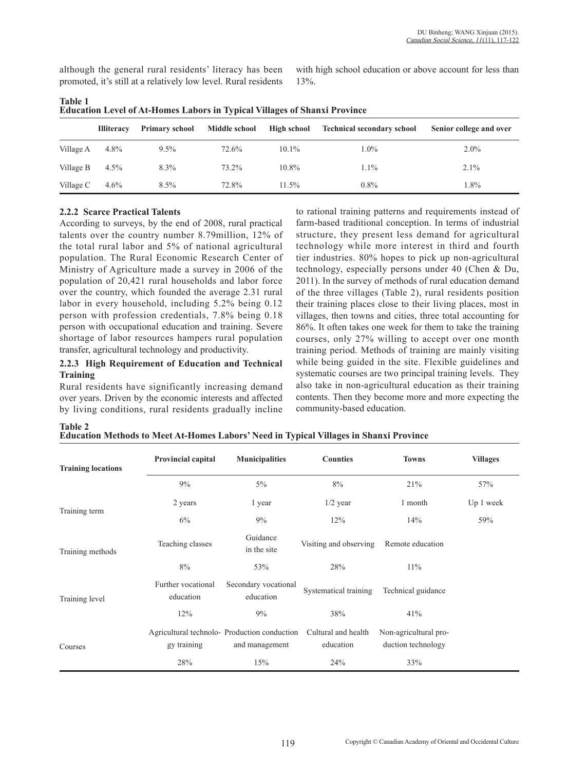although the general rural residents' literacy has been promoted, it's still at a relatively low level. Rural residents with high school education or above account for less than 13%.

**Table 1**
**Education Level of At-Homes Labors in Typical Villages of Shanxi Province**

| | Illiteracy | Primary school | Middle school | High school | Technical secondary school | Senior college and over |
|---|---|---|---|---|---|---|
| Village A | 4.8% | 9.5% | 72.6% | 10.1% | 1.0% | 2.0% |
| Village B | 4.5% | 8.3% | 73.2% | 10.8% | 1.1% | 2.1% |
| Village C | 4.6% | 8.5% | 72.8% | 11.5% | 0.8% | 1.8% |

#### 2.2.2 Scarce Practical Talents

According to surveys, by the end of 2008, rural practical talents over the country number 8.79million, 12% of the total rural labor and 5% of national agricultural population. The Rural Economic Research Center of Ministry of Agriculture made a survey in 2006 of the population of 20,421 rural households and labor force over the country, which founded the average 2.31 rural labor in every household, including 5.2% being 0.12 person with profession credentials, 7.8% being 0.18 person with occupational education and training. Severe shortage of labor resources hampers rural population transfer, agricultural technology and productivity.

#### 2.2.3 High Requirement of Education and Technical Training

Rural residents have significantly increasing demand over years. Driven by the economic interests and affected by living conditions, rural residents gradually incline to rational training patterns and requirements instead of farm-based traditional conception. In terms of industrial structure, they present less demand for agricultural technology while more interest in third and fourth tier industries. 80% hopes to pick up non-agricultural technology, especially persons under 40 (Chen & Du, 2011). In the survey of methods of rural education demand of the three villages (Table 2), rural residents position their training places close to their living places, most in villages, then towns and cities, three total accounting for 86%. It often takes one week for them to take the training courses, only 27% willing to accept over one month training period. Methods of training are mainly visiting while being guided in the site. Flexible guidelines and systematic courses are two principal training levels. They also take in non-agricultural education as their training contents. Then they become more and more expecting the community-based education.

**Table 2**
**Education Methods to Meet At-Homes Labors' Need in Typical Villages in Shanxi Province**

| Training locations | Provincial capital | Municipalities | Counties | Towns | Villages |
|---|---|---|---|---|---|
| | 9% | 5% | 8% | 21% | 57% |
| Training term | 2 years | 1 year | 1/2 year | 1 month | Up 1 week |
| | 6% | 9% | 12% | 14% | 59% |
| Training methods | Teaching classes | Guidance in the site | Visiting and observing | Remote education | |
| | 8% | 53% | 28% | 11% | |
| Training level | Further vocational education | Secondary vocational education | Systematical training | Technical guidance | |
| | 12% | 9% | 38% | 41% | |
| Courses | Agricultural technology training | Production conduction and management | Cultural and health education | Non-agricultural production technology | |
| | 28% | 15% | 24% | 33% | |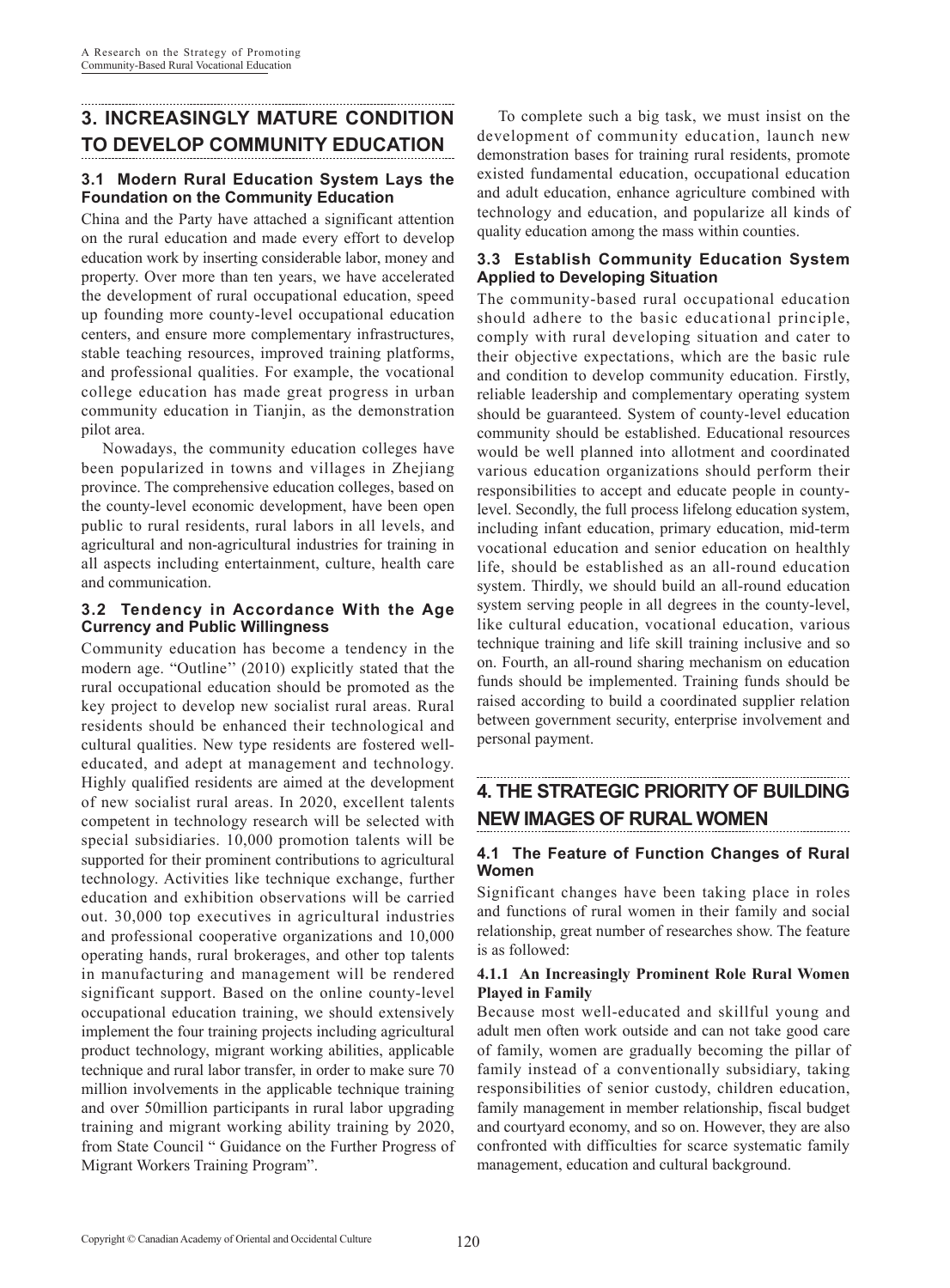## 3. INCREASINGLY MATURE CONDITION TO DEVELOP COMMUNITY EDUCATION

### 3.1 Modern Rural Education System Lays the Foundation on the Community Education

China and the Party have attached a significant attention on the rural education and made every effort to develop education work by inserting considerable labor, money and property. Over more than ten years, we have accelerated the development of rural occupational education, speed up founding more county-level occupational education centers, and ensure more complementary infrastructures, stable teaching resources, improved training platforms, and professional qualities. For example, the vocational college education has made great progress in urban community education in Tianjin, as the demonstration pilot area.

Nowadays, the community education colleges have been popularized in towns and villages in Zhejiang province. The comprehensive education colleges, based on the county-level economic development, have been open public to rural residents, rural labors in all levels, and agricultural and non-agricultural industries for training in all aspects including entertainment, culture, health care and communication.

### 3.2 Tendency in Accordance With the Age Currency and Public Willingness

Community education has become a tendency in the modern age. "Outline" (2010) explicitly stated that the rural occupational education should be promoted as the key project to develop new socialist rural areas. Rural residents should be enhanced their technological and cultural qualities. New type residents are fostered well-educated, and adept at management and technology. Highly qualified residents are aimed at the development of new socialist rural areas. In 2020, excellent talents competent in technology research will be selected with special subsidiaries. 10,000 promotion talents will be supported for their prominent contributions to agricultural technology. Activities like technique exchange, further education and exhibition observations will be carried out. 30,000 top executives in agricultural industries and professional cooperative organizations and 10,000 operating hands, rural brokerages, and other top talents in manufacturing and management will be rendered significant support. Based on the online county-level occupational education training, we should extensively implement the four training projects including agricultural product technology, migrant working abilities, applicable technique and rural labor transfer, in order to make sure 70 million involvements in the applicable technique training and over 50million participants in rural labor upgrading training and migrant working ability training by 2020, from State Council " Guidance on the Further Progress of Migrant Workers Training Program".

To complete such a big task, we must insist on the development of community education, launch new demonstration bases for training rural residents, promote existed fundamental education, occupational education and adult education, enhance agriculture combined with technology and education, and popularize all kinds of quality education among the mass within counties.

### 3.3 Establish Community Education System Applied to Developing Situation

The community-based rural occupational education should adhere to the basic educational principle, comply with rural developing situation and cater to their objective expectations, which are the basic rule and condition to develop community education. Firstly, reliable leadership and complementary operating system should be guaranteed. System of county-level education community should be established. Educational resources would be well planned into allotment and coordinated various education organizations should perform their responsibilities to accept and educate people in county-level. Secondly, the full process lifelong education system, including infant education, primary education, mid-term vocational education and senior education on healthly life, should be established as an all-round education system. Thirdly, we should build an all-round education system serving people in all degrees in the county-level, like cultural education, vocational education, various technique training and life skill training inclusive and so on. Fourth, an all-round sharing mechanism on education funds should be implemented. Training funds should be raised according to build a coordinated supplier relation between government security, enterprise involvement and personal payment.

## 4. THE STRATEGIC PRIORITY OF BUILDING NEW IMAGES OF RURAL WOMEN

### 4.1 The Feature of Function Changes of Rural Women

Significant changes have been taking place in roles and functions of rural women in their family and social relationship, great number of researches show. The feature is as followed:

#### 4.1.1 An Increasingly Prominent Role Rural Women Played in Family

Because most well-educated and skillful young and adult men often work outside and can not take good care of family, women are gradually becoming the pillar of family instead of a conventionally subsidiary, taking responsibilities of senior custody, children education, family management in member relationship, fiscal budget and courtyard economy, and so on. However, they are also confronted with difficulties for scarce systematic family management, education and cultural background.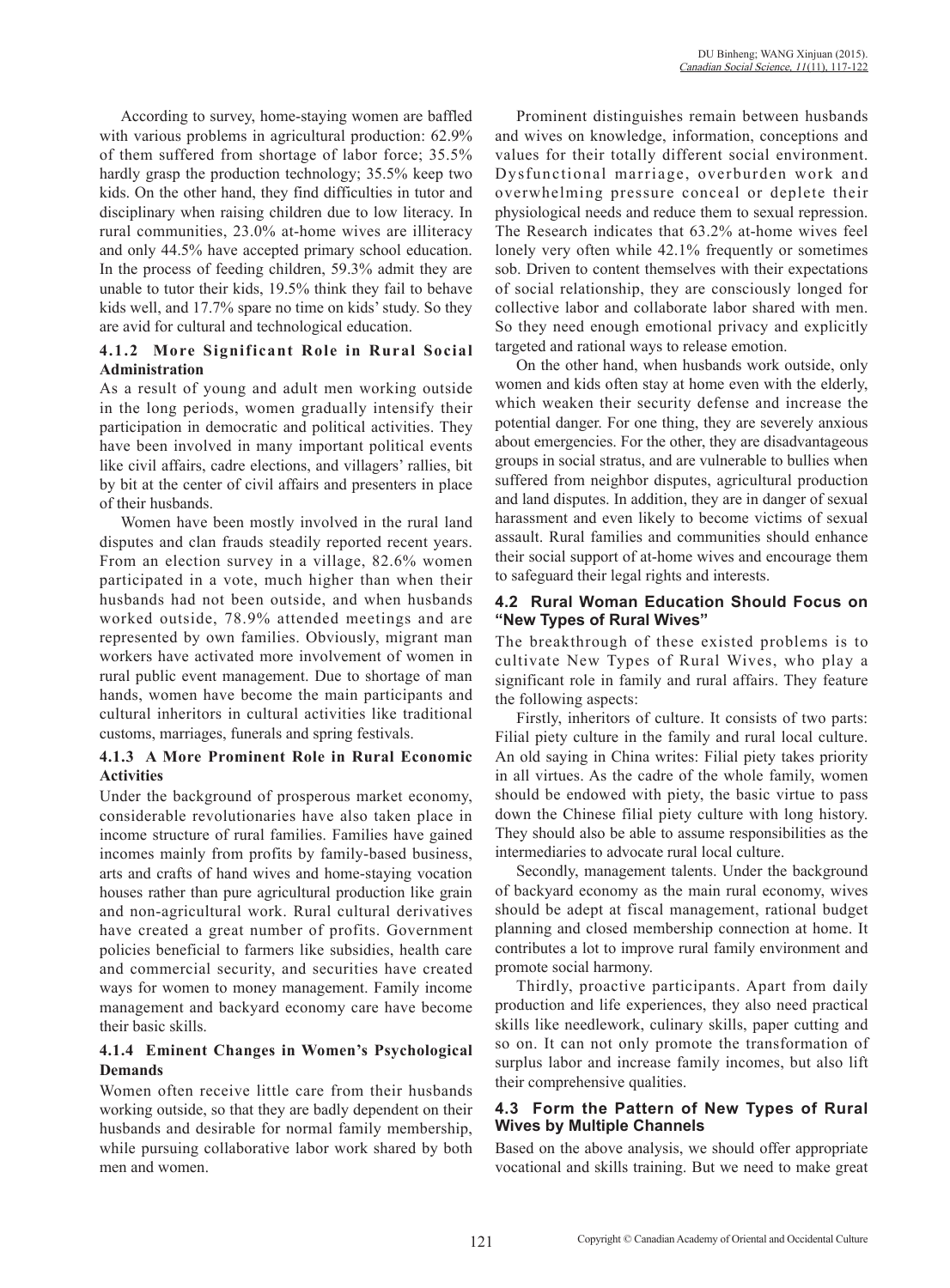According to survey, home-staying women are baffled with various problems in agricultural production: 62.9% of them suffered from shortage of labor force; 35.5% hardly grasp the production technology; 35.5% keep two kids. On the other hand, they find difficulties in tutor and disciplinary when raising children due to low literacy. In rural communities, 23.0% at-home wives are illiteracy and only 44.5% have accepted primary school education. In the process of feeding children, 59.3% admit they are unable to tutor their kids, 19.5% think they fail to behave kids well, and 17.7% spare no time on kids' study. So they are avid for cultural and technological education.

#### 4.1.2 More Significant Role in Rural Social Administration

As a result of young and adult men working outside in the long periods, women gradually intensify their participation in democratic and political activities. They have been involved in many important political events like civil affairs, cadre elections, and villagers' rallies, bit by bit at the center of civil affairs and presenters in place of their husbands.

Women have been mostly involved in the rural land disputes and clan frauds steadily reported recent years. From an election survey in a village, 82.6% women participated in a vote, much higher than when their husbands had not been outside, and when husbands worked outside, 78.9% attended meetings and are represented by own families. Obviously, migrant man workers have activated more involvement of women in rural public event management. Due to shortage of man hands, women have become the main participants and cultural inheritors in cultural activities like traditional customs, marriages, funerals and spring festivals.

#### 4.1.3 A More Prominent Role in Rural Economic Activities

Under the background of prosperous market economy, considerable revolutionaries have also taken place in income structure of rural families. Families have gained incomes mainly from profits by family-based business, arts and crafts of hand wives and home-staying vocation houses rather than pure agricultural production like grain and non-agricultural work. Rural cultural derivatives have created a great number of profits. Government policies beneficial to farmers like subsidies, health care and commercial security, and securities have created ways for women to money management. Family income management and backyard economy care have become their basic skills.

#### 4.1.4 Eminent Changes in Women's Psychological Demands

Women often receive little care from their husbands working outside, so that they are badly dependent on their husbands and desirable for normal family membership, while pursuing collaborative labor work shared by both men and women.

Prominent distinguishes remain between husbands and wives on knowledge, information, conceptions and values for their totally different social environment. Dysfunctional marriage, overburden work and overwhelming pressure conceal or deplete their physiological needs and reduce them to sexual repression. The Research indicates that 63.2% at-home wives feel lonely very often while 42.1% frequently or sometimes sob. Driven to content themselves with their expectations of social relationship, they are consciously longed for collective labor and collaborate labor shared with men. So they need enough emotional privacy and explicitly targeted and rational ways to release emotion.

On the other hand, when husbands work outside, only women and kids often stay at home even with the elderly, which weaken their security defense and increase the potential danger. For one thing, they are severely anxious about emergencies. For the other, they are disadvantageous groups in social stratus, and are vulnerable to bullies when suffered from neighbor disputes, agricultural production and land disputes. In addition, they are in danger of sexual harassment and even likely to become victims of sexual assault. Rural families and communities should enhance their social support of at-home wives and encourage them to safeguard their legal rights and interests.

### 4.2 Rural Woman Education Should Focus on "New Types of Rural Wives"

The breakthrough of these existed problems is to cultivate New Types of Rural Wives, who play a significant role in family and rural affairs. They feature the following aspects:

Firstly, inheritors of culture. It consists of two parts: Filial piety culture in the family and rural local culture. An old saying in China writes: Filial piety takes priority in all virtues. As the cadre of the whole family, women should be endowed with piety, the basic virtue to pass down the Chinese filial piety culture with long history. They should also be able to assume responsibilities as the intermediaries to advocate rural local culture.

Secondly, management talents. Under the background of backyard economy as the main rural economy, wives should be adept at fiscal management, rational budget planning and closed membership connection at home. It contributes a lot to improve rural family environment and promote social harmony.

Thirdly, proactive participants. Apart from daily production and life experiences, they also need practical skills like needlework, culinary skills, paper cutting and so on. It can not only promote the transformation of surplus labor and increase family incomes, but also lift their comprehensive qualities.

### 4.3 Form the Pattern of New Types of Rural Wives by Multiple Channels

Based on the above analysis, we should offer appropriate vocational and skills training. But we need to make great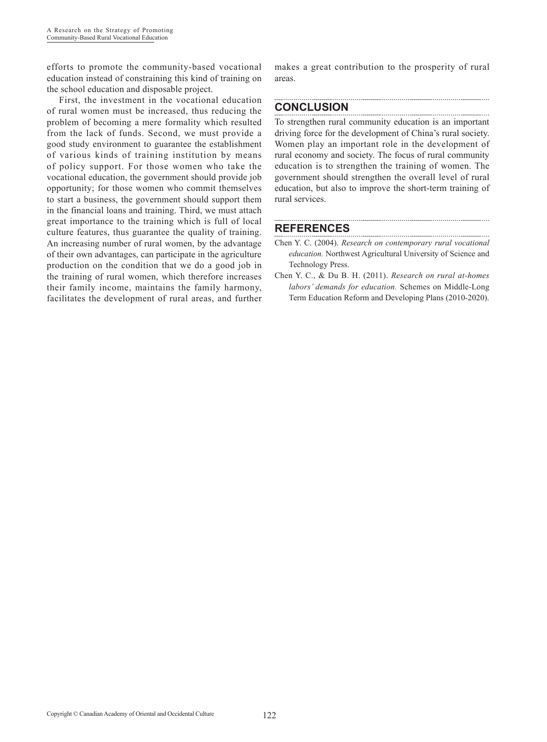efforts to promote the community-based vocational education instead of constraining this kind of training on the school education and disposable project.

First, the investment in the vocational education of rural women must be increased, thus reducing the problem of becoming a mere formality which resulted from the lack of funds. Second, we must provide a good study environment to guarantee the establishment of various kinds of training institution by means of policy support. For those women who take the vocational education, the government should provide job opportunity; for those women who commit themselves to start a business, the government should support them in the financial loans and training. Third, we must attach great importance to the training which is full of local culture features, thus guarantee the quality of training. An increasing number of rural women, by the advantage of their own advantages, can participate in the agriculture production on the condition that we do a good job in the training of rural women, which therefore increases their family income, maintains the family harmony, facilitates the development of rural areas, and further makes a great contribution to the prosperity of rural areas.

## CONCLUSION

To strengthen rural community education is an important driving force for the development of China's rural society. Women play an important role in the development of rural economy and society. The focus of rural community education is to strengthen the training of women. The government should strengthen the overall level of rural education, but also to improve the short-term training of rural services.

## REFERENCES

Chen Y. C. (2004). *Research on contemporary rural vocational education.* Northwest Agricultural University of Science and Technology Press.

Chen Y. C., & Du B. H. (2011). *Research on rural at-homes labors' demands for education.* Schemes on Middle-Long Term Education Reform and Developing Plans (2010-2020).